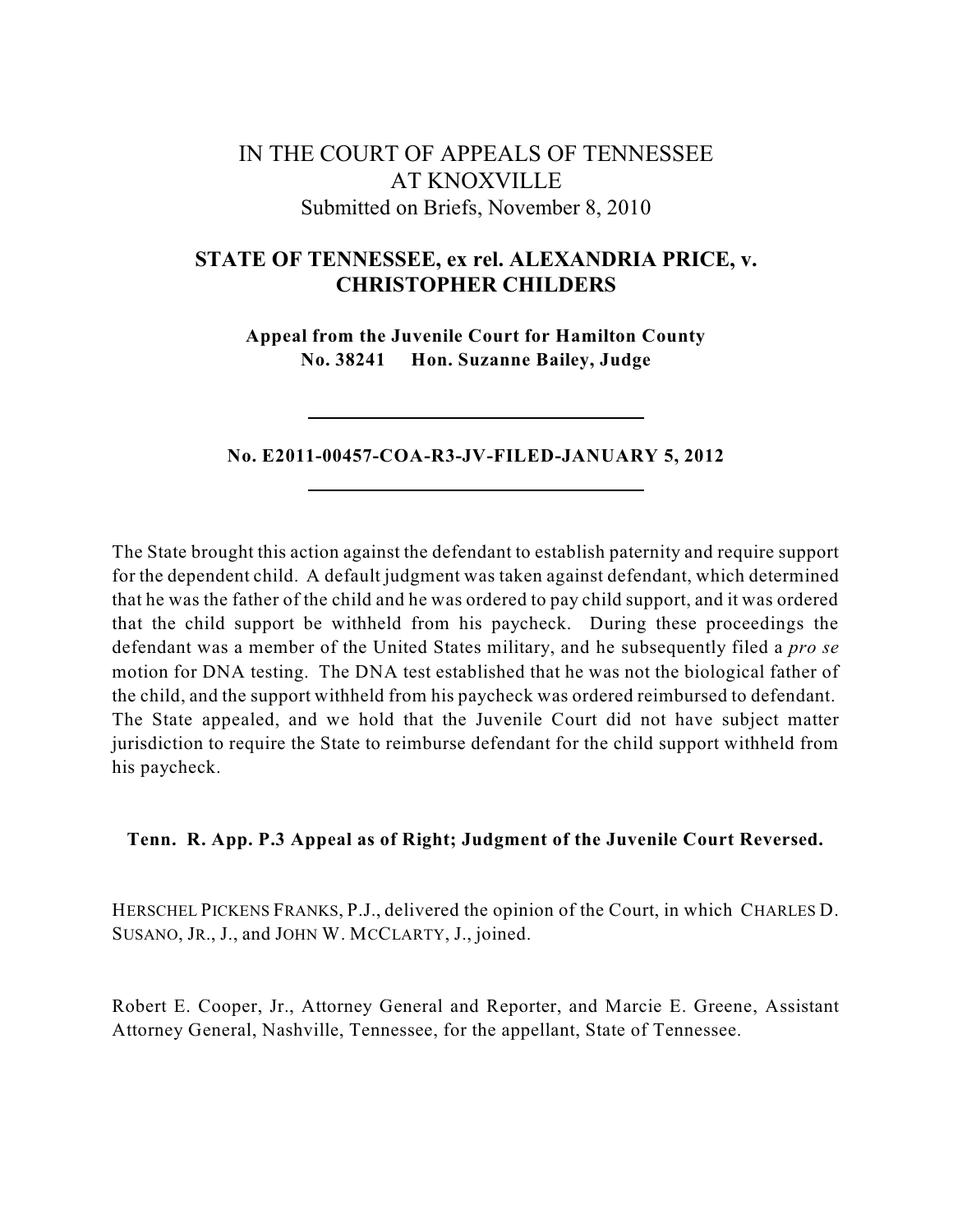IN THE COURT OF APPEALS OF TENNESSEE
AT KNOXVILLE
Submitted on Briefs, November 8, 2010

**STATE OF TENNESSEE, ex rel. ALEXANDRIA PRICE, v. CHRISTOPHER CHILDERS**

**Appeal from the Juvenile Court for Hamilton County**
**No. 38241 Hon. Suzanne Bailey, Judge**

---

**No. E2011-00457-COA-R3-JV-FILED-JANUARY 5, 2012**

---

The State brought this action against the defendant to establish paternity and require support for the dependent child. A default judgment was taken against defendant, which determined that he was the father of the child and he was ordered to pay child support, and it was ordered that the child support be withheld from his paycheck. During these proceedings the defendant was a member of the United States military, and he subsequently filed a *pro se* motion for DNA testing. The DNA test established that he was not the biological father of the child, and the support withheld from his paycheck was ordered reimbursed to defendant. The State appealed, and we hold that the Juvenile Court did not have subject matter jurisdiction to require the State to reimburse defendant for the child support withheld from his paycheck.

**Tenn. R. App. P.3 Appeal as of Right; Judgment of the Juvenile Court Reversed.**

HERSCHEL PICKENS FRANKS, P.J., delivered the opinion of the Court, in which CHARLES D. SUSANO, JR., J., and JOHN W. MCCLARTY, J., joined.

Robert E. Cooper, Jr., Attorney General and Reporter, and Marcie E. Greene, Assistant Attorney General, Nashville, Tennessee, for the appellant, State of Tennessee.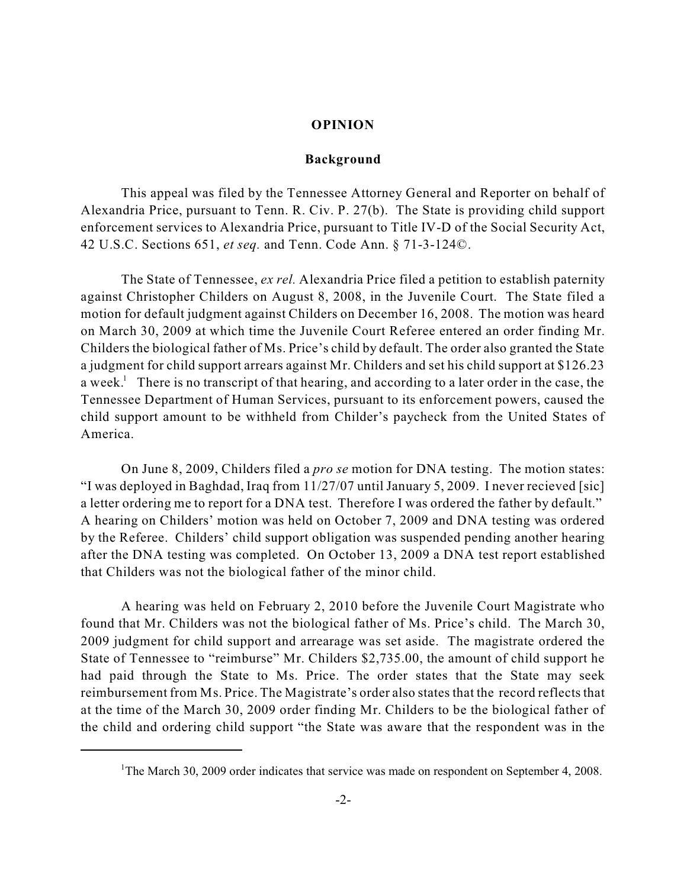## OPINION

### Background

This appeal was filed by the Tennessee Attorney General and Reporter on behalf of Alexandria Price, pursuant to Tenn. R. Civ. P. 27(b). The State is providing child support enforcement services to Alexandria Price, pursuant to Title IV-D of the Social Security Act, 42 U.S.C. Sections 651, *et seq.* and Tenn. Code Ann. § 71-3-124©.

The State of Tennessee, *ex rel.* Alexandria Price filed a petition to establish paternity against Christopher Childers on August 8, 2008, in the Juvenile Court. The State filed a motion for default judgment against Childers on December 16, 2008. The motion was heard on March 30, 2009 at which time the Juvenile Court Referee entered an order finding Mr. Childers the biological father of Ms. Price's child by default. The order also granted the State a judgment for child support arrears against Mr. Childers and set his child support at $126.23 a week.[1] There is no transcript of that hearing, and according to a later order in the case, the Tennessee Department of Human Services, pursuant to its enforcement powers, caused the child support amount to be withheld from Childer's paycheck from the United States of America.

On June 8, 2009, Childers filed a *pro se* motion for DNA testing. The motion states: "I was deployed in Baghdad, Iraq from 11/27/07 until January 5, 2009. I never recieved [sic] a letter ordering me to report for a DNA test. Therefore I was ordered the father by default." A hearing on Childers' motion was held on October 7, 2009 and DNA testing was ordered by the Referee. Childers' child support obligation was suspended pending another hearing after the DNA testing was completed. On October 13, 2009 a DNA test report established that Childers was not the biological father of the minor child.

A hearing was held on February 2, 2010 before the Juvenile Court Magistrate who found that Mr. Childers was not the biological father of Ms. Price's child. The March 30, 2009 judgment for child support and arrearage was set aside. The magistrate ordered the State of Tennessee to "reimburse" Mr. Childers $2,735.00, the amount of child support he had paid through the State to Ms. Price. The order states that the State may seek reimbursement from Ms. Price. The Magistrate's order also states that the record reflects that at the time of the March 30, 2009 order finding Mr. Childers to be the biological father of the child and ordering child support "the State was aware that the respondent was in the

---

[1] The March 30, 2009 order indicates that service was made on respondent on September 4, 2008.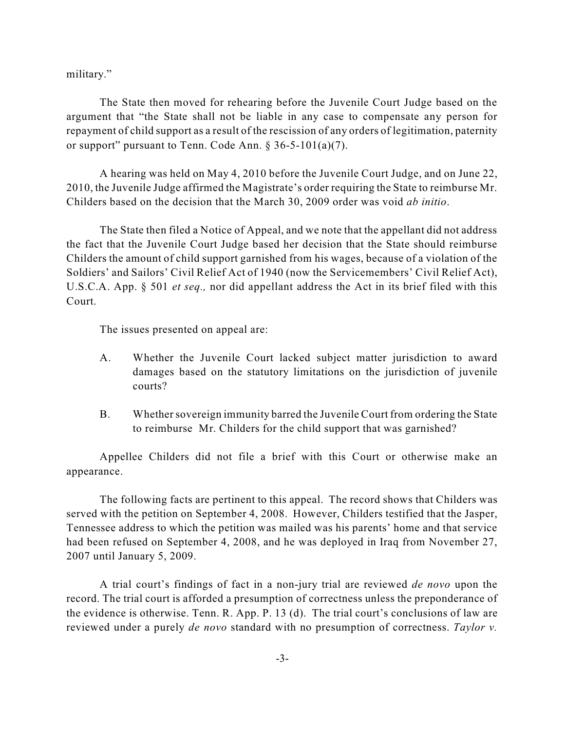military."

The State then moved for rehearing before the Juvenile Court Judge based on the argument that "the State shall not be liable in any case to compensate any person for repayment of child support as a result of the rescission of any orders of legitimation, paternity or support" pursuant to Tenn. Code Ann. § 36-5-101(a)(7).

A hearing was held on May 4, 2010 before the Juvenile Court Judge, and on June 22, 2010, the Juvenile Judge affirmed the Magistrate's order requiring the State to reimburse Mr. Childers based on the decision that the March 30, 2009 order was void *ab initio*.

The State then filed a Notice of Appeal, and we note that the appellant did not address the fact that the Juvenile Court Judge based her decision that the State should reimburse Childers the amount of child support garnished from his wages, because of a violation of the Soldiers' and Sailors' Civil Relief Act of 1940 (now the Servicemembers' Civil Relief Act), U.S.C.A. App. § 501 *et seq.,* nor did appellant address the Act in its brief filed with this Court.

The issues presented on appeal are:

A. Whether the Juvenile Court lacked subject matter jurisdiction to award damages based on the statutory limitations on the jurisdiction of juvenile courts?

B. Whether sovereign immunity barred the Juvenile Court from ordering the State to reimburse Mr. Childers for the child support that was garnished?

Appellee Childers did not file a brief with this Court or otherwise make an appearance.

The following facts are pertinent to this appeal. The record shows that Childers was served with the petition on September 4, 2008. However, Childers testified that the Jasper, Tennessee address to which the petition was mailed was his parents' home and that service had been refused on September 4, 2008, and he was deployed in Iraq from November 27, 2007 until January 5, 2009.

A trial court's findings of fact in a non-jury trial are reviewed *de novo* upon the record. The trial court is afforded a presumption of correctness unless the preponderance of the evidence is otherwise. Tenn. R. App. P. 13 (d). The trial court's conclusions of law are reviewed under a purely *de novo* standard with no presumption of correctness. *Taylor v.*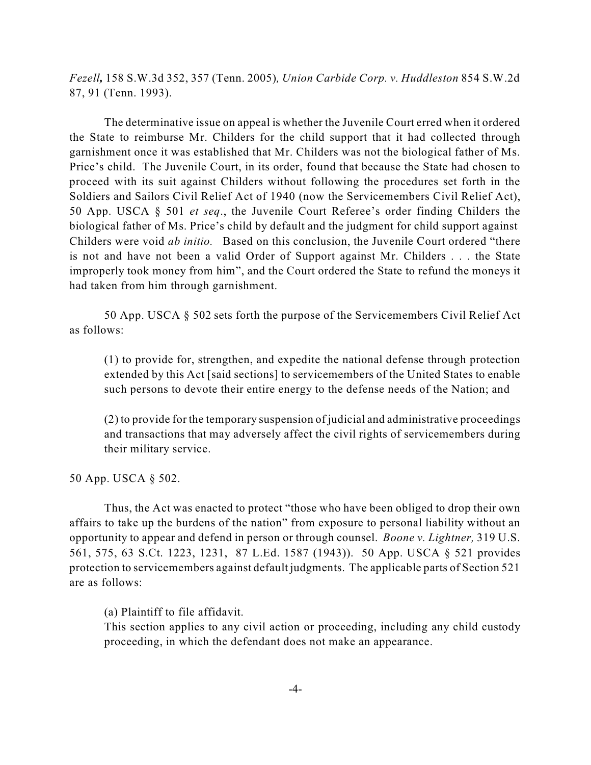*Fezell***,** 158 S.W.3d 352, 357 (Tenn. 2005)*, Union Carbide Corp. v. Huddleston* 854 S.W.2d 87, 91 (Tenn. 1993).

The determinative issue on appeal is whether the Juvenile Court erred when it ordered the State to reimburse Mr. Childers for the child support that it had collected through garnishment once it was established that Mr. Childers was not the biological father of Ms. Price's child. The Juvenile Court, in its order, found that because the State had chosen to proceed with its suit against Childers without following the procedures set forth in the Soldiers and Sailors Civil Relief Act of 1940 (now the Servicemembers Civil Relief Act), 50 App. USCA § 501 *et seq*., the Juvenile Court Referee's order finding Childers the biological father of Ms. Price's child by default and the judgment for child support against Childers were void *ab initio.* Based on this conclusion, the Juvenile Court ordered "there is not and have not been a valid Order of Support against Mr. Childers . . . the State improperly took money from him", and the Court ordered the State to refund the moneys it had taken from him through garnishment.

50 App. USCA § 502 sets forth the purpose of the Servicemembers Civil Relief Act as follows:

> (1) to provide for, strengthen, and expedite the national defense through protection extended by this Act [said sections] to servicemembers of the United States to enable such persons to devote their entire energy to the defense needs of the Nation; and
>
> (2) to provide for the temporary suspension of judicial and administrative proceedings and transactions that may adversely affect the civil rights of servicemembers during their military service.

50 App. USCA § 502.

Thus, the Act was enacted to protect "those who have been obliged to drop their own affairs to take up the burdens of the nation" from exposure to personal liability without an opportunity to appear and defend in person or through counsel. *Boone v. Lightner,* 319 U.S. 561, 575, 63 S.Ct. 1223, 1231, 87 L.Ed. 1587 (1943)). 50 App. USCA § 521 provides protection to servicemembers against default judgments. The applicable parts of Section 521 are as follows:

> (a) Plaintiff to file affidavit.
> This section applies to any civil action or proceeding, including any child custody proceeding, in which the defendant does not make an appearance.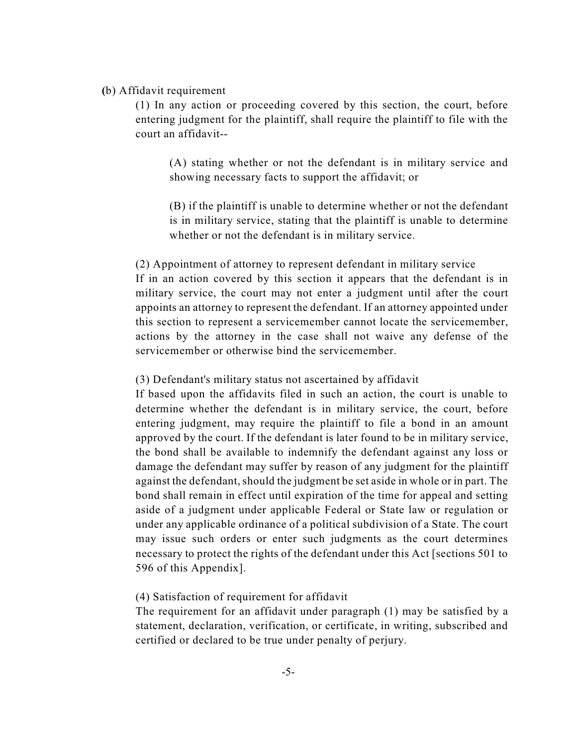(b) Affidavit requirement

(1) In any action or proceeding covered by this section, the court, before entering judgment for the plaintiff, shall require the plaintiff to file with the court an affidavit--

(A) stating whether or not the defendant is in military service and showing necessary facts to support the affidavit; or

(B) if the plaintiff is unable to determine whether or not the defendant is in military service, stating that the plaintiff is unable to determine whether or not the defendant is in military service.

(2) Appointment of attorney to represent defendant in military service

If in an action covered by this section it appears that the defendant is in military service, the court may not enter a judgment until after the court appoints an attorney to represent the defendant. If an attorney appointed under this section to represent a servicemember cannot locate the servicemember, actions by the attorney in the case shall not waive any defense of the servicemember or otherwise bind the servicemember.

(3) Defendant's military status not ascertained by affidavit

If based upon the affidavits filed in such an action, the court is unable to determine whether the defendant is in military service, the court, before entering judgment, may require the plaintiff to file a bond in an amount approved by the court. If the defendant is later found to be in military service, the bond shall be available to indemnify the defendant against any loss or damage the defendant may suffer by reason of any judgment for the plaintiff against the defendant, should the judgment be set aside in whole or in part. The bond shall remain in effect until expiration of the time for appeal and setting aside of a judgment under applicable Federal or State law or regulation or under any applicable ordinance of a political subdivision of a State. The court may issue such orders or enter such judgments as the court determines necessary to protect the rights of the defendant under this Act [sections 501 to 596 of this Appendix].

(4) Satisfaction of requirement for affidavit

The requirement for an affidavit under paragraph (1) may be satisfied by a statement, declaration, verification, or certificate, in writing, subscribed and certified or declared to be true under penalty of perjury.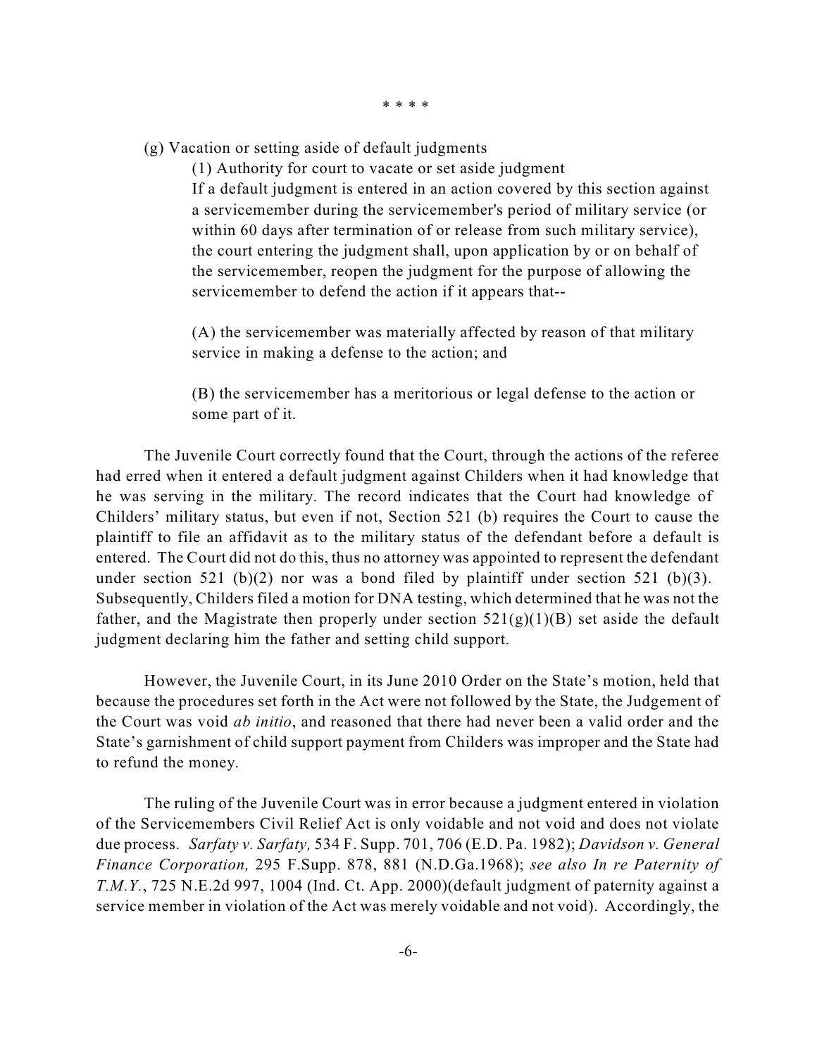\* \* \* \*

(g) Vacation or setting aside of default judgments

(1) Authority for court to vacate or set aside judgment

If a default judgment is entered in an action covered by this section against a servicemember during the servicemember's period of military service (or within 60 days after termination of or release from such military service), the court entering the judgment shall, upon application by or on behalf of the servicemember, reopen the judgment for the purpose of allowing the servicemember to defend the action if it appears that--

(A) the servicemember was materially affected by reason of that military service in making a defense to the action; and

(B) the servicemember has a meritorious or legal defense to the action or some part of it.

The Juvenile Court correctly found that the Court, through the actions of the referee had erred when it entered a default judgment against Childers when it had knowledge that he was serving in the military. The record indicates that the Court had knowledge of Childers' military status, but even if not, Section 521 (b) requires the Court to cause the plaintiff to file an affidavit as to the military status of the defendant before a default is entered. The Court did not do this, thus no attorney was appointed to represent the defendant under section 521 (b)(2) nor was a bond filed by plaintiff under section 521 (b)(3). Subsequently, Childers filed a motion for DNA testing, which determined that he was not the father, and the Magistrate then properly under section 521(g)(1)(B) set aside the default judgment declaring him the father and setting child support.

However, the Juvenile Court, in its June 2010 Order on the State's motion, held that because the procedures set forth in the Act were not followed by the State, the Judgement of the Court was void *ab initio*, and reasoned that there had never been a valid order and the State's garnishment of child support payment from Childers was improper and the State had to refund the money.

The ruling of the Juvenile Court was in error because a judgment entered in violation of the Servicemembers Civil Relief Act is only voidable and not void and does not violate due process. *Sarfaty v. Sarfaty,* 534 F. Supp. 701, 706 (E.D. Pa. 1982); *Davidson v. General Finance Corporation,* 295 F.Supp. 878, 881 (N.D.Ga.1968); *see also In re Paternity of T.M.Y.*, 725 N.E.2d 997, 1004 (Ind. Ct. App. 2000)(default judgment of paternity against a service member in violation of the Act was merely voidable and not void). Accordingly, the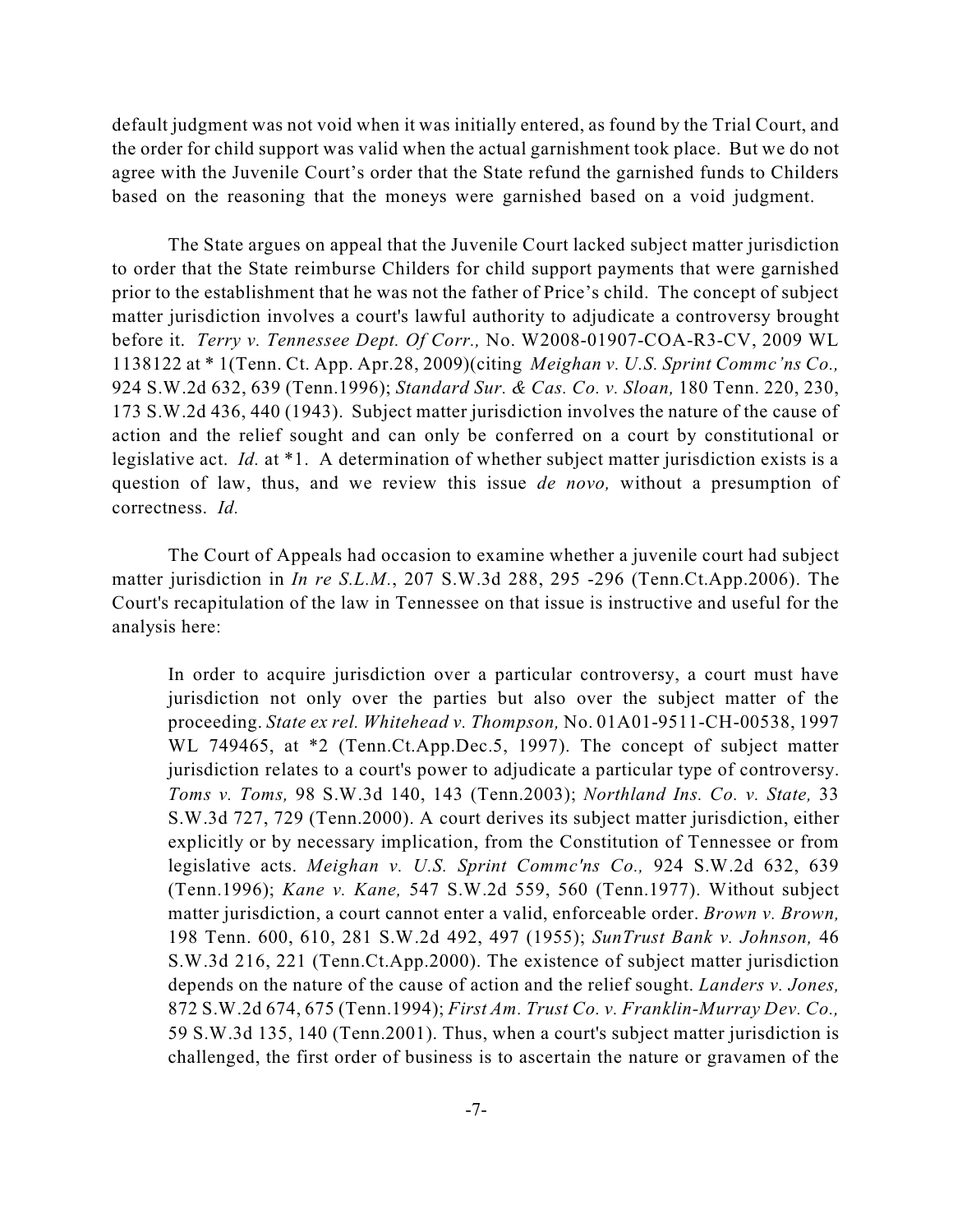default judgment was not void when it was initially entered, as found by the Trial Court, and the order for child support was valid when the actual garnishment took place. But we do not agree with the Juvenile Court's order that the State refund the garnished funds to Childers based on the reasoning that the moneys were garnished based on a void judgment.

The State argues on appeal that the Juvenile Court lacked subject matter jurisdiction to order that the State reimburse Childers for child support payments that were garnished prior to the establishment that he was not the father of Price's child. The concept of subject matter jurisdiction involves a court's lawful authority to adjudicate a controversy brought before it. *Terry v. Tennessee Dept. Of Corr.,* No. W2008-01907-COA-R3-CV, 2009 WL 1138122 at * 1(Tenn. Ct. App. Apr.28, 2009)(citing *Meighan v. U.S. Sprint Commc'ns Co.,* 924 S.W.2d 632, 639 (Tenn.1996); *Standard Sur. & Cas. Co. v. Sloan,* 180 Tenn. 220, 230, 173 S.W.2d 436, 440 (1943). Subject matter jurisdiction involves the nature of the cause of action and the relief sought and can only be conferred on a court by constitutional or legislative act. *Id.* at *1. A determination of whether subject matter jurisdiction exists is a question of law, thus, and we review this issue *de novo,* without a presumption of correctness. *Id.*

The Court of Appeals had occasion to examine whether a juvenile court had subject matter jurisdiction in *In re S.L.M.*, 207 S.W.3d 288, 295 -296 (Tenn.Ct.App.2006). The Court's recapitulation of the law in Tennessee on that issue is instructive and useful for the analysis here:

> In order to acquire jurisdiction over a particular controversy, a court must have jurisdiction not only over the parties but also over the subject matter of the proceeding. *State ex rel. Whitehead v. Thompson,* No. 01A01-9511-CH-00538, 1997 WL 749465, at *2 (Tenn.Ct.App.Dec.5, 1997). The concept of subject matter jurisdiction relates to a court's power to adjudicate a particular type of controversy. *Toms v. Toms,* 98 S.W.3d 140, 143 (Tenn.2003); *Northland Ins. Co. v. State,* 33 S.W.3d 727, 729 (Tenn.2000). A court derives its subject matter jurisdiction, either explicitly or by necessary implication, from the Constitution of Tennessee or from legislative acts. *Meighan v. U.S. Sprint Commc'ns Co.,* 924 S.W.2d 632, 639 (Tenn.1996); *Kane v. Kane,* 547 S.W.2d 559, 560 (Tenn.1977). Without subject matter jurisdiction, a court cannot enter a valid, enforceable order. *Brown v. Brown,* 198 Tenn. 600, 610, 281 S.W.2d 492, 497 (1955); *SunTrust Bank v. Johnson,* 46 S.W.3d 216, 221 (Tenn.Ct.App.2000). The existence of subject matter jurisdiction depends on the nature of the cause of action and the relief sought. *Landers v. Jones,* 872 S.W.2d 674, 675 (Tenn.1994); *First Am. Trust Co. v. Franklin-Murray Dev. Co.,* 59 S.W.3d 135, 140 (Tenn.2001). Thus, when a court's subject matter jurisdiction is challenged, the first order of business is to ascertain the nature or gravamen of the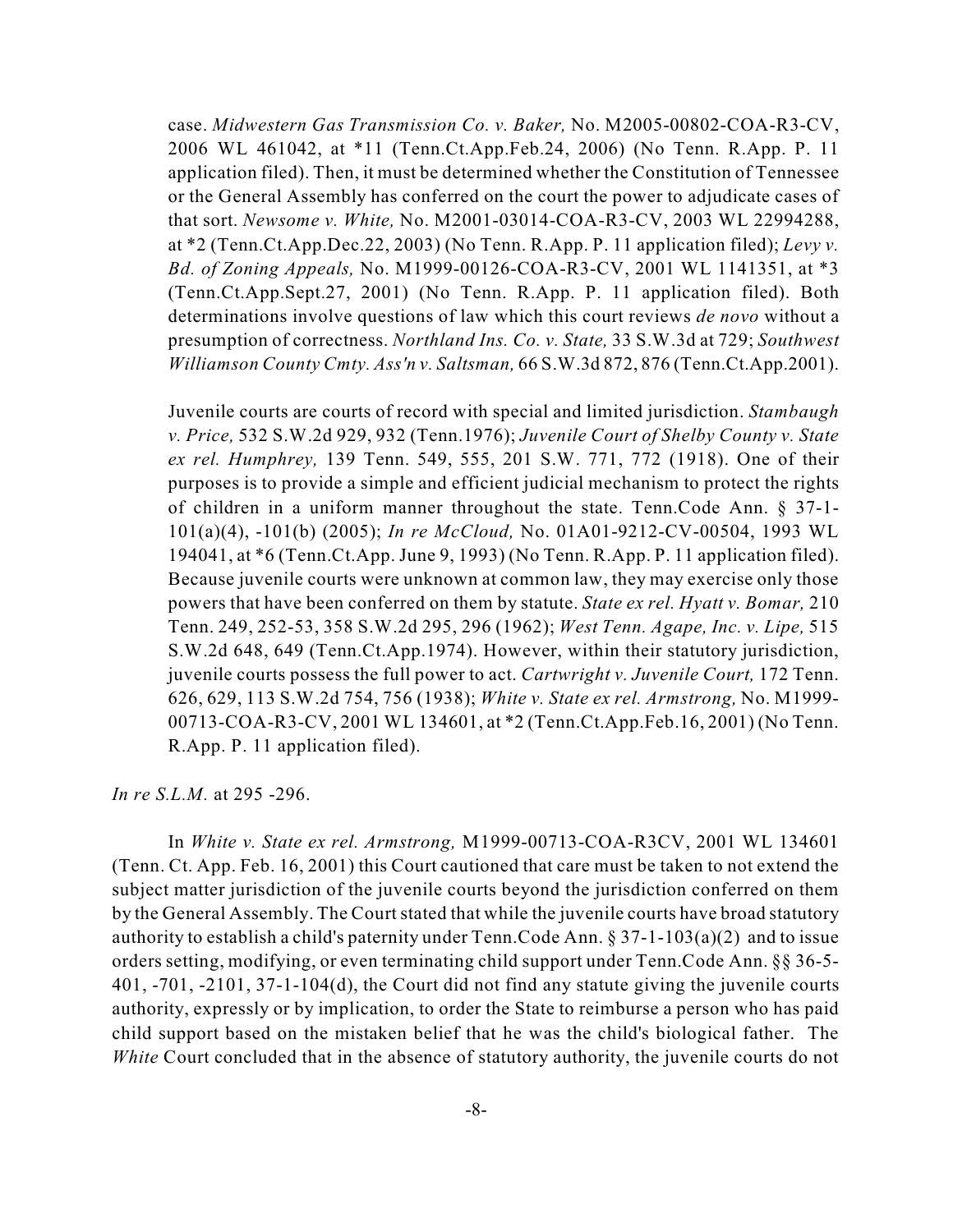> case. *Midwestern Gas Transmission Co. v. Baker,* No. M2005-00802-COA-R3-CV, 2006 WL 461042, at *11 (Tenn.Ct.App.Feb.24, 2006) (No Tenn. R.App. P. 11 application filed). Then, it must be determined whether the Constitution of Tennessee or the General Assembly has conferred on the court the power to adjudicate cases of that sort. *Newsome v. White,* No. M2001-03014-COA-R3-CV, 2003 WL 22994288, at *2 (Tenn.Ct.App.Dec.22, 2003) (No Tenn. R.App. P. 11 application filed); *Levy v. Bd. of Zoning Appeals,* No. M1999-00126-COA-R3-CV, 2001 WL 1141351, at *3 (Tenn.Ct.App.Sept.27, 2001) (No Tenn. R.App. P. 11 application filed). Both determinations involve questions of law which this court reviews *de novo* without a presumption of correctness. *Northland Ins. Co. v. State,* 33 S.W.3d at 729; *Southwest Williamson County Cmty. Ass'n v. Saltsman,* 66 S.W.3d 872, 876 (Tenn.Ct.App.2001).
>
> Juvenile courts are courts of record with special and limited jurisdiction. *Stambaugh v. Price,* 532 S.W.2d 929, 932 (Tenn.1976); *Juvenile Court of Shelby County v. State ex rel. Humphrey,* 139 Tenn. 549, 555, 201 S.W. 771, 772 (1918). One of their purposes is to provide a simple and efficient judicial mechanism to protect the rights of children in a uniform manner throughout the state. Tenn.Code Ann. § 37-1-101(a)(4), -101(b) (2005); *In re McCloud,* No. 01A01-9212-CV-00504, 1993 WL 194041, at *6 (Tenn.Ct.App. June 9, 1993) (No Tenn. R.App. P. 11 application filed). Because juvenile courts were unknown at common law, they may exercise only those powers that have been conferred on them by statute. *State ex rel. Hyatt v. Bomar,* 210 Tenn. 249, 252-53, 358 S.W.2d 295, 296 (1962); *West Tenn. Agape, Inc. v. Lipe,* 515 S.W.2d 648, 649 (Tenn.Ct.App.1974). However, within their statutory jurisdiction, juvenile courts possess the full power to act. *Cartwright v. Juvenile Court,* 172 Tenn. 626, 629, 113 S.W.2d 754, 756 (1938); *White v. State ex rel. Armstrong,* No. M1999-00713-COA-R3-CV, 2001 WL 134601, at *2 (Tenn.Ct.App.Feb.16, 2001) (No Tenn. R.App. P. 11 application filed).

*In re S.L.M.* at 295 -296.

In *White v. State ex rel. Armstrong,* M1999-00713-COA-R3CV, 2001 WL 134601 (Tenn. Ct. App. Feb. 16, 2001) this Court cautioned that care must be taken to not extend the subject matter jurisdiction of the juvenile courts beyond the jurisdiction conferred on them by the General Assembly. The Court stated that while the juvenile courts have broad statutory authority to establish a child's paternity under Tenn.Code Ann. § 37-1-103(a)(2) and to issue orders setting, modifying, or even terminating child support under Tenn.Code Ann. §§ 36-5-401, -701, -2101, 37-1-104(d), the Court did not find any statute giving the juvenile courts authority, expressly or by implication, to order the State to reimburse a person who has paid child support based on the mistaken belief that he was the child's biological father. The *White* Court concluded that in the absence of statutory authority, the juvenile courts do not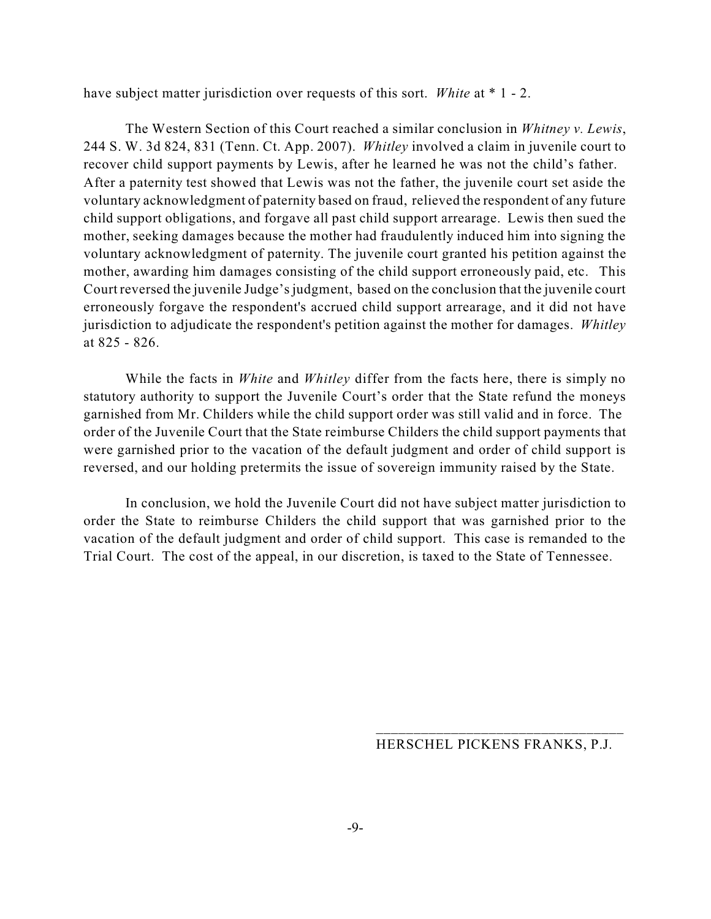have subject matter jurisdiction over requests of this sort. *White* at * 1 - 2.

The Western Section of this Court reached a similar conclusion in *Whitney v. Lewis*, 244 S. W. 3d 824, 831 (Tenn. Ct. App. 2007). *Whitley* involved a claim in juvenile court to recover child support payments by Lewis, after he learned he was not the child's father. After a paternity test showed that Lewis was not the father, the juvenile court set aside the voluntary acknowledgment of paternity based on fraud, relieved the respondent of any future child support obligations, and forgave all past child support arrearage. Lewis then sued the mother, seeking damages because the mother had fraudulently induced him into signing the voluntary acknowledgment of paternity. The juvenile court granted his petition against the mother, awarding him damages consisting of the child support erroneously paid, etc. This Court reversed the juvenile Judge's judgment, based on the conclusion that the juvenile court erroneously forgave the respondent's accrued child support arrearage, and it did not have jurisdiction to adjudicate the respondent's petition against the mother for damages. *Whitley* at 825 - 826.

While the facts in *White* and *Whitley* differ from the facts here, there is simply no statutory authority to support the Juvenile Court's order that the State refund the moneys garnished from Mr. Childers while the child support order was still valid and in force. The order of the Juvenile Court that the State reimburse Childers the child support payments that were garnished prior to the vacation of the default judgment and order of child support is reversed, and our holding pretermits the issue of sovereign immunity raised by the State.

In conclusion, we hold the Juvenile Court did not have subject matter jurisdiction to order the State to reimburse Childers the child support that was garnished prior to the vacation of the default judgment and order of child support. This case is remanded to the Trial Court. The cost of the appeal, in our discretion, is taxed to the State of Tennessee.

\_\_\_\_\_\_\_\_\_\_\_\_\_\_\_\_\_\_\_\_\_\_\_\_\_\_\_\_\_\_\_\_\_\_\_

HERSCHEL PICKENS FRANKS, P.J.